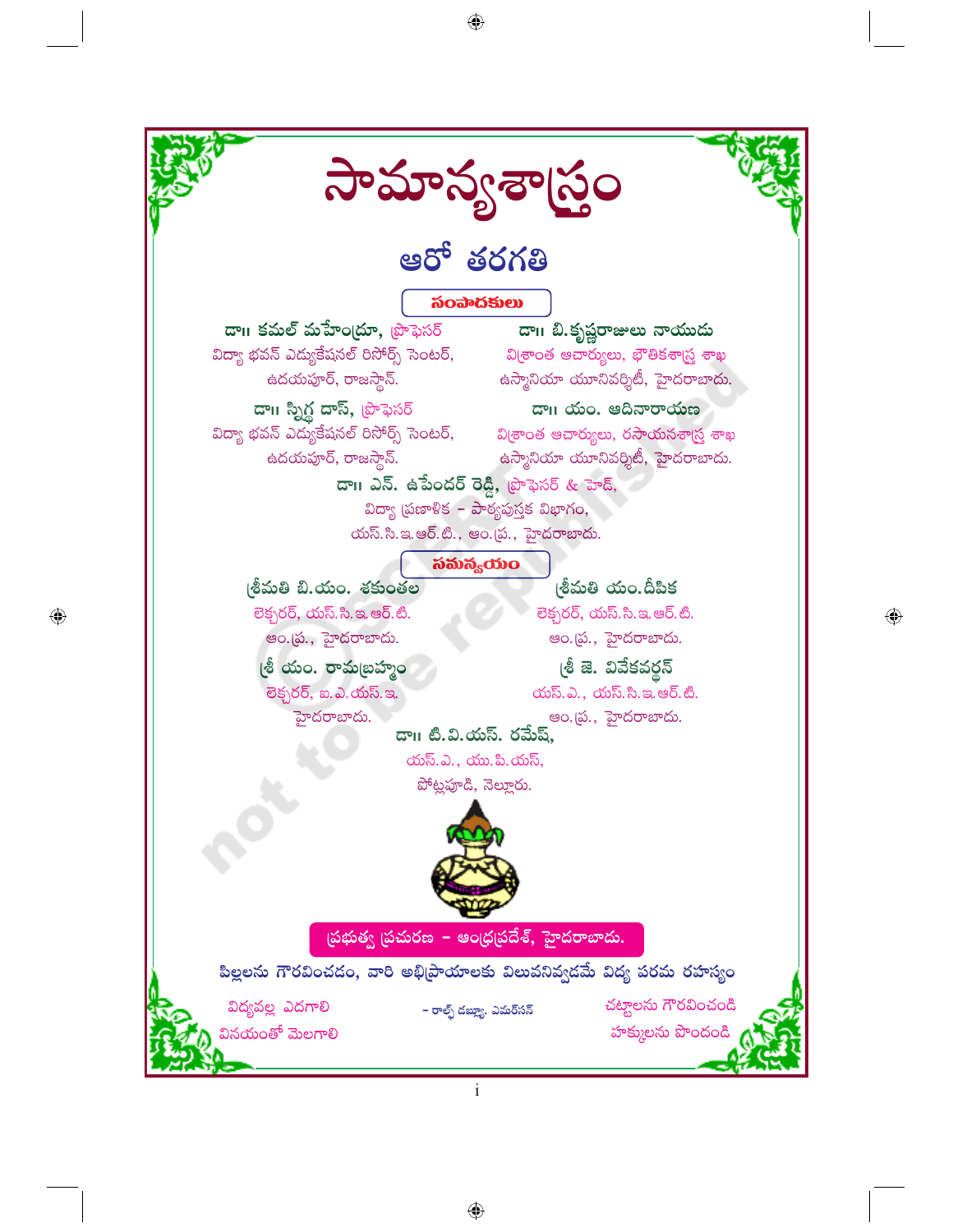# సామాన్యశాస్త్రం

## ఆరో తరగతి

### సంపాదకులు

**డా॥ కమల్ మహేంద్రూ,** ప్రొఫెసర్
విద్యా భవన్ ఎడ్యుకేషనల్ రిసోర్స్ సెంటర్,
ఉదయపూర్, రాజస్థాన్.

**డా॥ బి.కృష్ణరాజులు నాయుడు**
విశ్రాంత ఆచార్యులు, భౌతికశాస్త్ర శాఖ
ఉస్మానియా యూనివర్శిటీ, హైదరాబాదు.

**డా॥ స్నిగ్ధ దాస్,** ప్రొఫెసర్
విద్యా భవన్ ఎడ్యుకేషనల్ రిసోర్స్ సెంటర్,
ఉదయపూర్, రాజస్థాన్.

**డా॥ యం. ఆదినారాయణ**
విశ్రాంత ఆచార్యులు, రసాయనశాస్త్ర శాఖ
ఉస్మానియా యూనివర్శిటీ, హైదరాబాదు.

**డా॥ ఎన్. ఉపేందర్ రెడ్డి,** ప్రొఫెసర్ & హెడ్,
విద్యా ప్రణాళిక - పాఠ్యపుస్తక విభాగం,
యస్.సి.ఇ.ఆర్.టి., ఆం.ప్ర., హైదరాబాదు.

### సమన్వయం

**శ్రీమతి బి.యం. శకుంతల**
లెక్చరర్, యస్.సి.ఇ.ఆర్.టి.
ఆం.ప్ర., హైదరాబాదు.

**శ్రీమతి యం.దీపిక**
లెక్చరర్, యస్.సి.ఇ.ఆర్.టి.
ఆం.ప్ర., హైదరాబాదు.

**శ్రీ యం. రామబ్రహ్మం**
లెక్చరర్, ఐ.ఎ.యస్.ఇ.
హైదరాబాదు.

**శ్రీ జె. వివేకవర్ధన్**
యస్.ఎ., యస్.సి.ఇ.ఆర్.టి.
ఆం.ప్ర., హైదరాబాదు.

**డా॥ టి.వి.యస్. రమేష్,**
యస్.ఎ., యు.పి.యస్,
పోట్లపూడి, నెల్లూరు.

**ప్రభుత్వ ప్రచురణ - ఆంధ్రప్రదేశ్, హైదరాబాదు.**

**పిల్లలను గౌరవించడం, వారి అభిప్రాయాలకు విలువనివ్వడమే విద్య పరమ రహస్యం**

- రాల్ఫ్ డబ్ల్యూ. ఎమర్సన్

విద్యవల్ల ఎదగాలి
వినయంతో మెలగాలి

చట్టాలను గౌరవించండి
హక్కులను పొందండి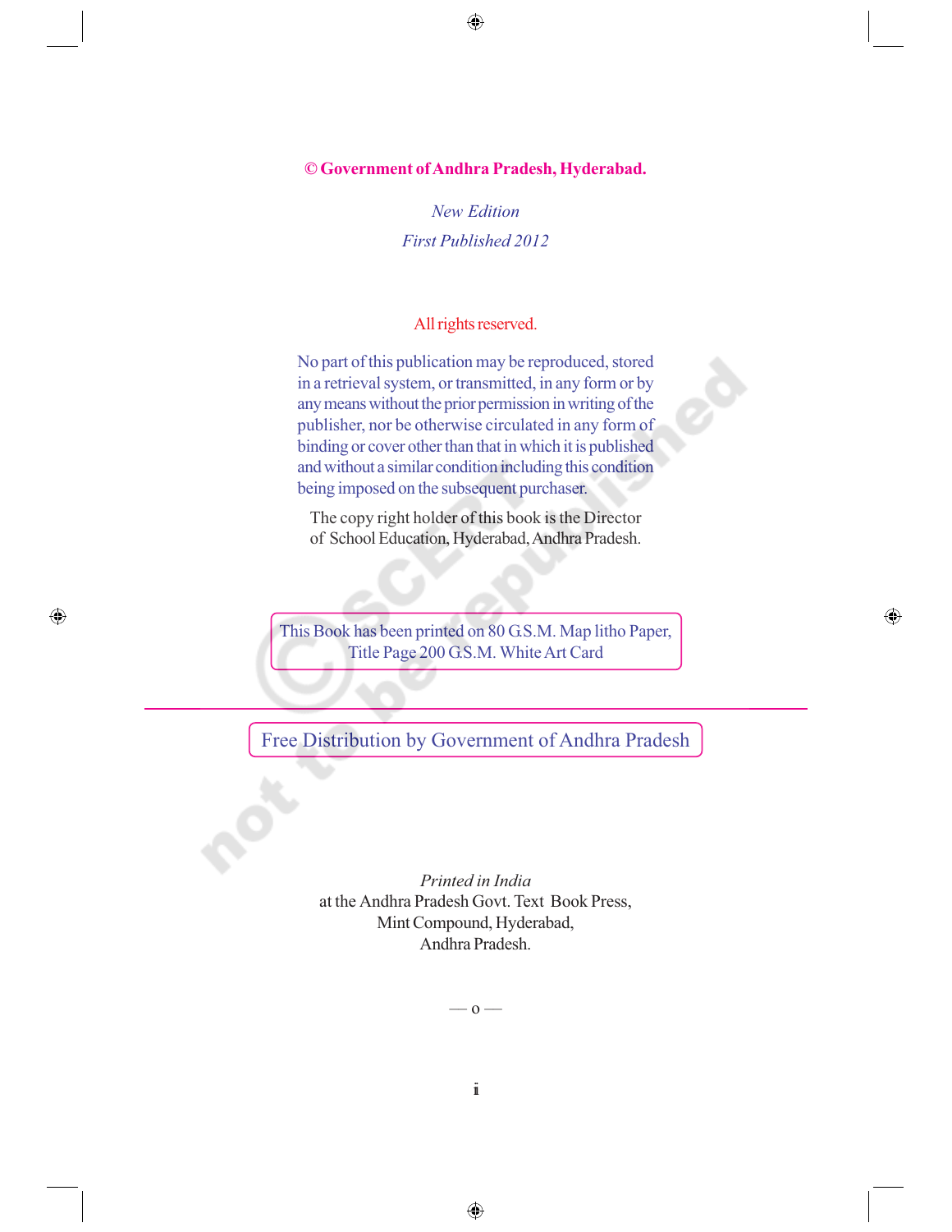**© Government of Andhra Pradesh, Hyderabad.**

*New Edition*

*First Published 2012*

All rights reserved.

No part of this publication may be reproduced, stored in a retrieval system, or transmitted, in any form or by any means without the prior permission in writing of the publisher, nor be otherwise circulated in any form of binding or cover other than that in which it is published and without a similar condition including this condition being imposed on the subsequent purchaser.

The copy right holder of this book is the Director of School Education, Hyderabad, Andhra Pradesh.

This Book has been printed on 80 G.S.M. Map litho Paper, Title Page 200 G.S.M. White Art Card

Free Distribution by Government of Andhra Pradesh

*Printed in India*
at the Andhra Pradesh Govt. Text Book Press,
Mint Compound, Hyderabad,
Andhra Pradesh.

— o —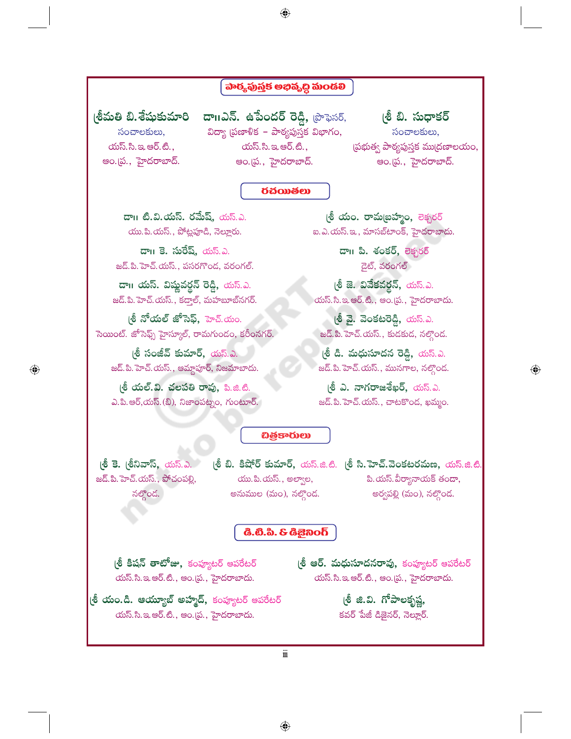## పాఠ్యపుస్తక అభివృద్ధి మండలి

**శ్రీమతి బి.శేషుకుమారి**
సంచాలకులు,
యస్.సి.ఇ.ఆర్.టి.,
ఆం.ప్ర., హైదరాబాద్.

**డా॥ఎన్. ఉపేందర్ రెడ్డి,** ప్రొఫెసర్,
విద్యా ప్రణాళిక – పాఠ్యపుస్తక విభాగం,
యస్.సి.ఇ.ఆర్.టి.,
ఆం.ప్ర., హైదరాబాద్.

**శ్రీ బి. సుధాకర్**
సంచాలకులు,
ప్రభుత్వ పాఠ్యపుస్తక ముద్రణాలయం,
ఆం.ప్ర., హైదరాబాద్.

## రచయితలు

**డా॥ టి.వి.యస్. రమేష్,** యస్.ఎ.
యు.పి.యస్., పోట్లపూడి, నెల్లూరు.

**శ్రీ యం. రామబ్రహ్మం,** లెక్చరర్
ఐ.ఎ.యస్.ఇ., మాసబ్‌టాంక్, హైదరాబాదు.

**డా॥ కె. సురేష్,** యస్.ఎ.
జడ్.పి.హెచ్.యస్., పసరగొండ, వరంగల్.

**డా॥ పి. శంకర్,** లెక్చరర్
డైట్, వరంగల్

**డా॥ యస్. విష్ణువర్ధన్ రెడ్డి,** యస్.ఎ.
జడ్.పి.హెచ్.యస్., కడ్తాల్, మహబూబ్‌నగర్.

**శ్రీ జె. వివేకవర్ధన్,** యస్.ఎ.
యస్.సి.ఇ.ఆర్.టి., ఆం.ప్ర., హైదరాబాదు.

**శ్రీ నోయల్ జోసెఫ్,** హెచ్.యం.
సెయింట్. జోసెఫ్స్ హైస్కూల్, రామగుండం, కరీంనగర్.

**శ్రీ వై. వెంకటరెడ్డి,** యస్.ఎ.
జడ్.పి.హెచ్.యస్., కుడకుడ, నల్గొండ.

**శ్రీ సంజీవ్ కుమార్,** యస్.ఎ.
జడ్.పి.హెచ్.యస్., ఆమ్దాపూర్, నిజామాబాదు.

**శ్రీ డి. మధుసూదన రెడ్డి,** యస్.ఎ.
జడ్.పి.హెచ్.యస్., మునగాల, నల్గొండ.

**శ్రీ యల్.వి. చలపతి రావు,** పి.జి.టి.
ఎ.పి.ఆర్,యస్.(బి), నిజాంపట్నం, గుంటూర్.

**శ్రీ ఎ. నాగరాజశేఖర్,** యస్.ఎ.
జడ్.పి.హెచ్.యస్., చాటకొండ, ఖమ్మం.

## చిత్రకారులు

**శ్రీ కె. శ్రీనివాస్,** యస్.ఎ.
జడ్.పి.హెచ్.యస్., పోచంపల్లి,
నల్గొండ.

**శ్రీ బి. కిషోర్ కుమార్,** యస్.జి.టి.
యు.పి.యస్., అల్వాల,
అనుముల (మం), నల్గొండ.

**శ్రీ సి.హెచ్.వెంకటరమణ,** యస్.జి.టి.
పి.యస్.వీర్యానాయక్ తండా,
అర్వపల్లి (మం), నల్గొండ.

## డి.టి.పి. & డిజైనింగ్

**శ్రీ కిషన్ తాటోజు,** కంప్యూటర్ ఆపరేటర్
యస్.సి.ఇ.ఆర్.టి., ఆం.ప్ర., హైదరాబాదు.

**శ్రీ ఆర్. మధుసూదనరావు,** కంప్యూటర్ ఆపరేటర్
యస్.సి.ఇ.ఆర్.టి., ఆం.ప్ర., హైదరాబాదు.

**శ్రీ యం.డి. ఆయ్యూబ్ అహ్మద్,** కంప్యూటర్ ఆపరేటర్
యస్.సి.ఇ.ఆర్.టి., ఆం.ప్ర., హైదరాబాదు.

**శ్రీ జి.వి. గోపాలకృష్ణ,**
కవర్ పేజీ డిజైనర్, నెల్లూర్.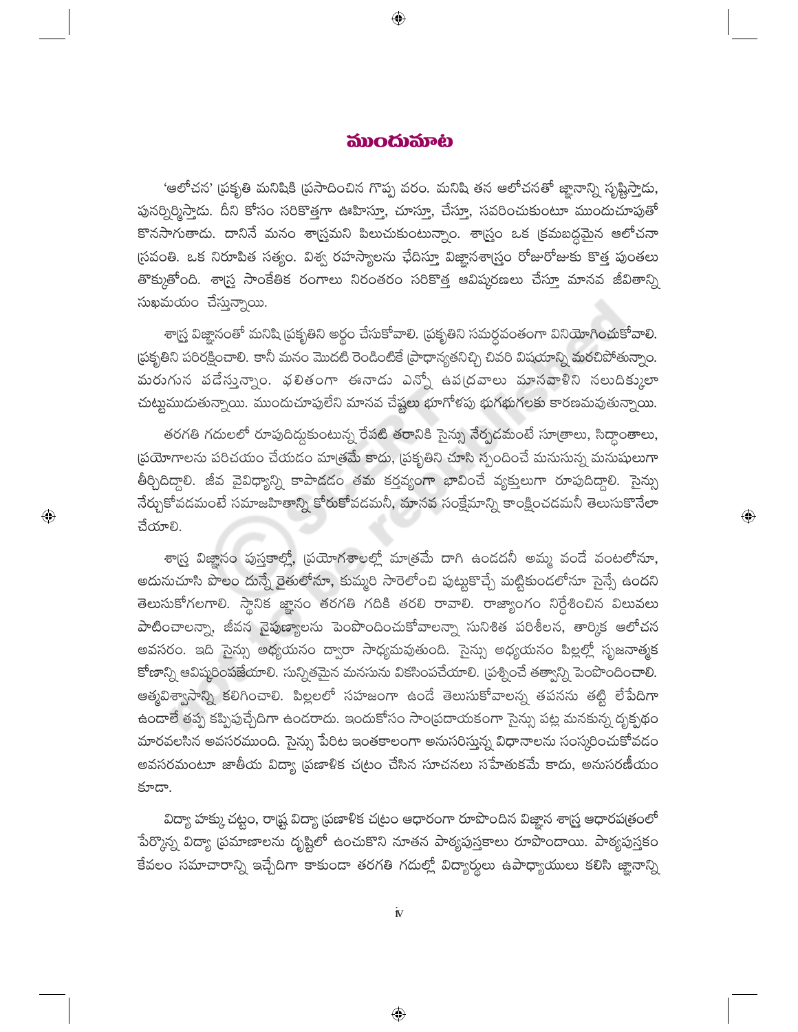# ముందుమాట

'ఆలోచన' ప్రకృతి మనిషికి ప్రసాదించిన గొప్ప వరం. మనిషి తన ఆలోచనతో జ్ఞానాన్ని సృష్టిస్తాడు, పునర్నిర్మిస్తాడు. దీని కోసం సరికొత్తగా ఊహిస్తూ, చూస్తూ, చేస్తూ, సవరించుకుంటూ ముందుచూపుతో కొనసాగుతాడు. దానినే మనం శాస్త్రమని పిలుచుకుంటున్నాం. శాస్త్రం ఒక క్రమబద్ధమైన ఆలోచనా ప్రవంతి. ఒక నిరూపిత సత్యం. విశ్వ రహస్యాలను ఛేదిస్తూ విజ్ఞానశాస్త్రం రోజురోజుకు కొత్త పుంతలు తొక్కుతోంది. శాస్త్ర సాంకేతిక రంగాలు నిరంతరం సరికొత్త ఆవిష్కరణలు చేస్తూ మానవ జీవితాన్ని సుఖమయం చేస్తున్నాయి.

శాస్త్ర విజ్ఞానంతో మనిషి ప్రకృతిని అర్థం చేసుకోవాలి. ప్రకృతిని సమర్థవంతంగా వినియోగించుకోవాలి. ప్రకృతిని పరిరక్షించాలి. కానీ మనం మొదటి రెండింటికే ప్రాధాన్యతనిచ్చి చివరి విషయాన్ని మరచిపోతున్నాం. మరుగున పడేస్తున్నాం. ఫలితంగా ఈనాడు ఎన్నో ఉపద్రవాలు మానవాళిని నలుదిక్కులా చుట్టుముడుతున్నాయి. ముందుచూపులేని మానవ చేష్టలు భూగోళపు భగభుగలకు కారణమవుతున్నాయి.

తరగతి గదులలో రూపుదిద్దుకుంటున్న రేపటి తరానికి సైన్సు నేర్పడమంటే సూత్రాలు, సిద్ధాంతాలు, ప్రయోగాలను పరిచయం చేయడం మాత్రమే కాదు, ప్రకృతిని చూసి స్పందించే మనసున్న మనుషులుగా తీర్చిదిద్దాలి. జీవ వైవిధ్యాన్ని కాపాడడం తమ కర్తవ్యంగా భావించే వ్యక్తులుగా రూపుదిద్దాలి. సైన్సు నేర్చుకోవడమంటే సమాజహితాన్ని కోరుకోవడమనీ, మానవ సంక్షేమాన్ని కాంక్షించడమనీ తెలుసుకొనేలా చేయాలి.

శాస్త్ర విజ్ఞానం పుస్తకాల్లో, ప్రయోగశాలల్లో మాత్రమే దాగి ఉండదనీ అమ్మ వండే వంటలోనూ, అదునుచూసి పొలం దున్నే రైతులోనూ, కుమ్మరి సారెలోంచి పుట్టుకొచ్చే మట్టికుండలోనూ సైన్సే ఉందని తెలుసుకోగలగాలి. స్థానిక జ్ఞానం తరగతి గదికి తరలి రావాలి. రాజ్యాంగం నిర్దేశించిన విలువలు పాటించాలన్నా, జీవన నైపుణ్యాలను పెంపొందించుకోవాలన్నా సునిశిత పరిశీలన, తార్కిక ఆలోచన అవసరం. ఇది సైన్సు అధ్యయనం ద్వారా సాధ్యమవుతుంది. సైన్సు అధ్యయనం పిల్లల్లో సృజనాత్మక కోణాన్ని ఆవిష్కరింపజేయాలి. సున్నితమైన మనసును వికసింపచేయాలి. ప్రశ్నించే తత్వాన్ని పెంపొందించాలి. ఆత్మవిశ్వాసాన్ని కలిగించాలి. పిల్లలలో సహజంగా ఉండే తెలుసుకోవాలన్న తపనను తట్టి లేపేదిగా ఉండాలే తప్ప కప్పిపుచ్చేదిగా ఉండరాదు. ఇందుకోసం సాంప్రదాయకంగా సైన్సు పట్ల మనకున్న దృక్పథం మారవలసిన అవసరముంది. సైన్సు పేరిట ఇంతకాలంగా అనుసరిస్తున్న విధానాలను సంస్కరించుకోవడం అవసరమంటూ జాతీయ విద్యా ప్రణాళిక చట్రం చేసిన సూచనలు సహేతుకమే కాదు, అనుసరణీయం కూడా.

విద్యా హక్కు చట్టం, రాష్ట్ర విద్యా ప్రణాళిక చట్రం ఆధారంగా రూపొందిన విజ్ఞాన శాస్త్ర ఆధారపత్రంలో పేర్కొన్న విద్యా ప్రమాణాలను దృష్టిలో ఉంచుకొని నూతన పాఠ్యపుస్తకాలు రూపొందాయి. పాఠ్యపుస్తకం కేవలం సమాచారాన్ని ఇచ్చేదిగా కాకుండా తరగతి గదుల్లో విద్యార్థులు ఉపాధ్యాయులు కలిసి జ్ఞానాన్ని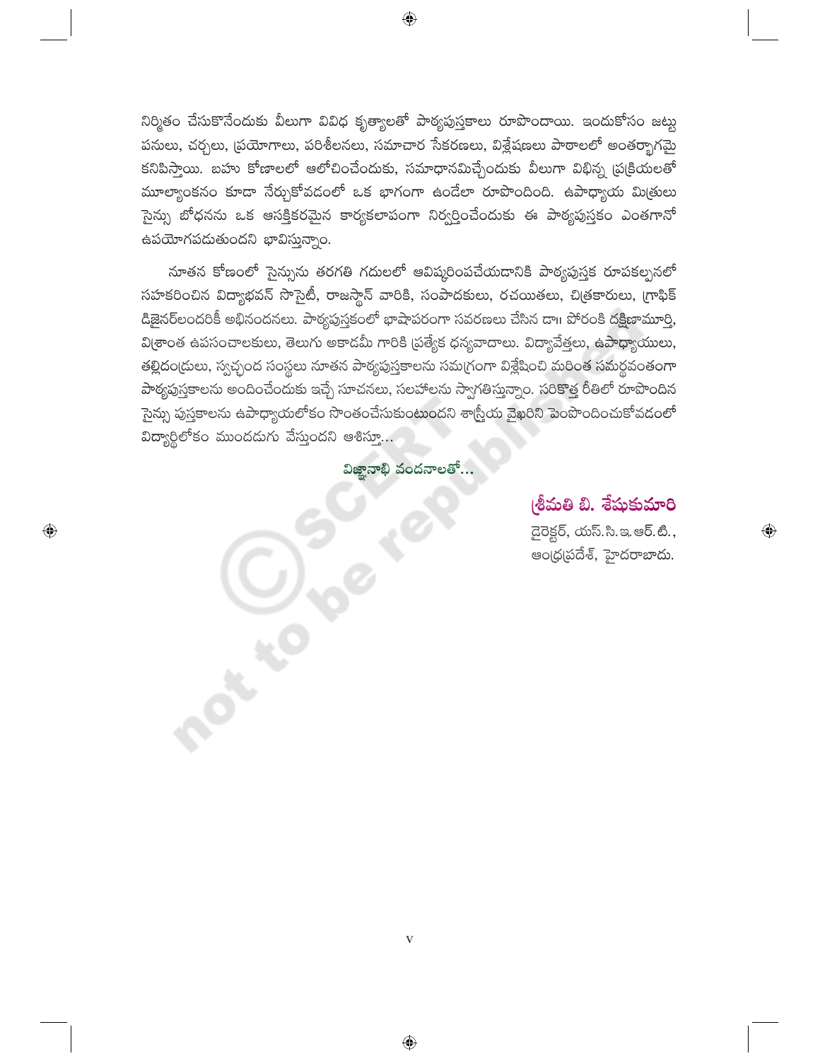నిర్మితం చేసుకొనేందుకు వీలుగా వివిధ కృత్యాలతో పాఠ్యపుస్తకాలు రూపొందాయి. ఇందుకోసం జట్టు పనులు, చర్చలు, ప్రయోగాలు, పరిశీలనలు, సమాచార సేకరణలు, విశ్లేషణలు పాఠాలలో అంతర్భాగమై కనిపిస్తాయి. బహు కోణాలలో ఆలోచించేందుకు, సమాధానమిచ్చేందుకు వీలుగా విభిన్న ప్రక్రియలతో మూల్యాంకనం కూడా నేర్చుకోవడంలో ఒక భాగంగా ఉండేలా రూపొందింది. ఉపాధ్యాయ మిత్రులు సైన్సు బోధనను ఒక ఆసక్తికరమైన కార్యకలాపంగా నిర్వర్తించేందుకు ఈ పాఠ్యపుస్తకం ఎంతగానో ఉపయోగపడుతుందని భావిస్తున్నాం.

నూతన కోణంలో సైన్సును తరగతి గదులలో ఆవిష్కరింపచేయడానికి పాఠ్యపుస్తక రూపకల్పనలో సహకరించిన విద్యాభవన్ సొసైటీ, రాజస్థాన్ వారికి, సంపాదకులు, రచయితలు, చిత్రకారులు, గ్రాఫిక్ డిజైనర్‌లందరికీ అభినందనలు. పాఠ్యపుస్తకంలో భాషాపరంగా సవరణలు చేసిన డా॥ పోరంకి దక్షిణామూర్తి, విశ్రాంత ఉపసంచాలకులు, తెలుగు అకాడమీ గారికి ప్రత్యేక ధన్యవాదాలు. విద్యావేత్తలు, ఉపాధ్యాయులు, తల్లిదండ్రులు, స్వచ్ఛంద సంస్థలు నూతన పాఠ్యపుస్తకాలను సమగ్రంగా విశ్లేషించి మరింత సమర్థవంతంగా పాఠ్యపుస్తకాలను అందించేందుకు ఇచ్చే సూచనలు, సలహాలను స్వాగతిస్తున్నాం. సరికొత్త రీతిలో రూపొందిన సైన్సు పుస్తకాలను ఉపాధ్యాయలోకం సొంతంచేసుకుంటుందని శాస్త్రీయ వైఖరిని పెంపొందించుకోవడంలో విద్యార్థిలోకం ముందడుగు వేస్తుందని ఆశిస్తూ...

విజ్ఞానాభి వందనాలతో...

**శ్రీమతి బి. శేషుకుమారి**
డైరెక్టర్, యస్.సి.ఇ.ఆర్.టి.,
ఆంధ్రప్రదేశ్, హైదరాబాదు.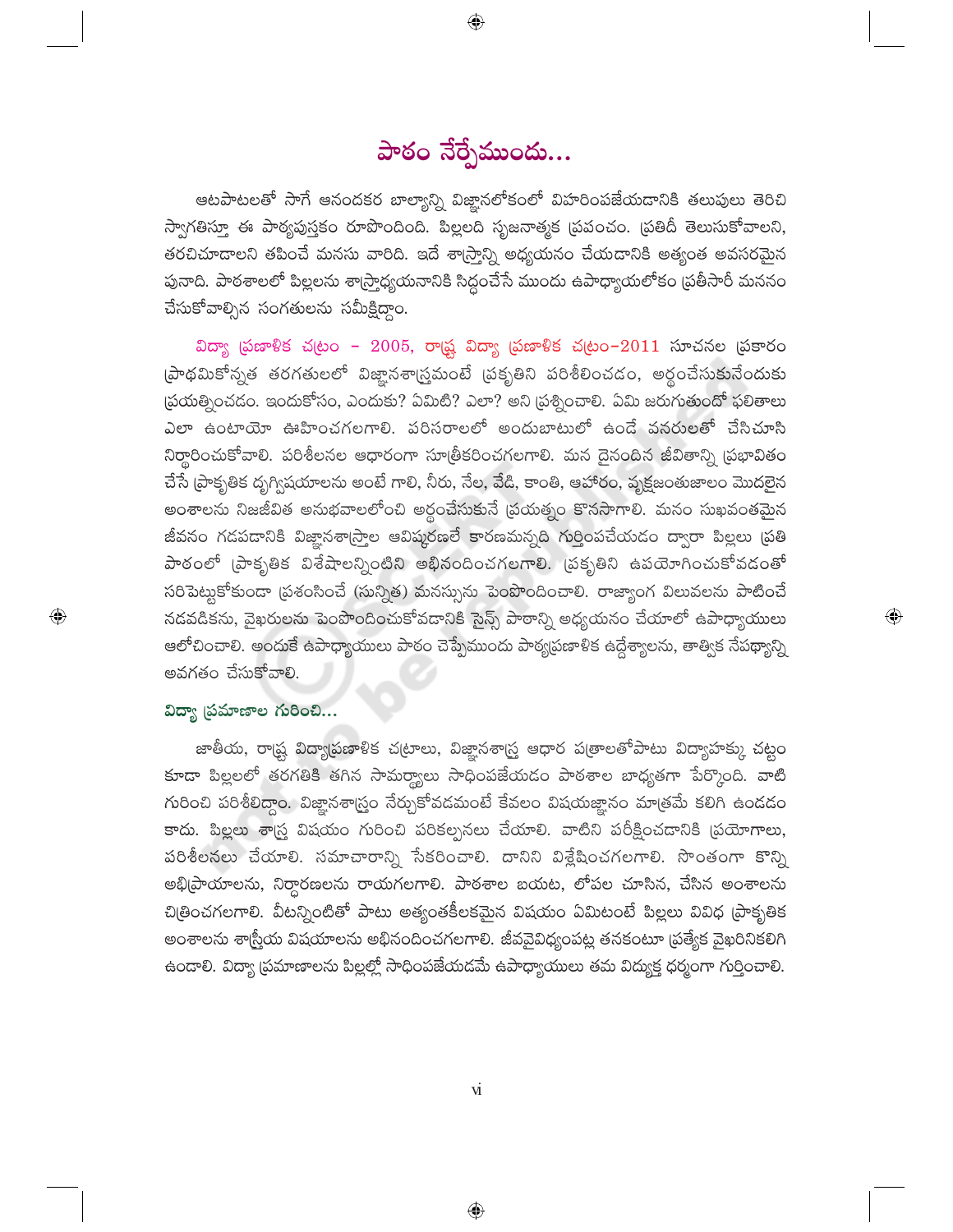# పాఠం నేర్పేముందు...

ఆటపాటలతో సాగే ఆనందకర బాల్యాన్ని విజ్ఞానలోకంలో విహరింపజేయడానికి తలుపులు తెరిచి స్వాగతిస్తూ ఈ పాఠ్యపుస్తకం రూపొందింది. పిల్లలది సృజనాత్మక ప్రపంచం. ప్రతిదీ తెలుసుకోవాలని, తరచిచూడాలని తపించే మనసు వారిది. ఇదే శాస్త్రాన్ని అధ్యయనం చేయడానికి అత్యంత అవసరమైన పునాది. పాఠశాలలో పిల్లలను శాస్త్రాధ్యయనానికి సిద్ధంచేసే ముందు ఉపాధ్యాయలోకం ప్రతీసారీ మననం చేసుకోవాల్సిన సంగతులను సమీక్షిద్దాం.

విద్యా ప్రణాళిక చట్రం - 2005, రాష్ట్ర విద్యా ప్రణాళిక చట్రం–2011 సూచనల ప్రకారం ప్రాథమికోన్నత తరగతులలో విజ్ఞానశాస్త్రమంటే ప్రకృతిని పరిశీలించడం, అర్థంచేసుకునేందుకు ప్రయత్నించడం. ఇందుకోసం, ఎందుకు? ఏమిటి? ఎలా? అని ప్రశ్నించాలి. ఏమి జరుగుతుందో ఫలితాలు ఎలా ఉంటాయో ఊహించగలగాలి. పరిసరాలలో అందుబాటులో ఉండే వనరులతో చేసిచూసి నిర్ధారించుకోవాలి. పరిశీలనల ఆధారంగా సూత్రీకరించగలగాలి. మన దైనందిన జీవితాన్ని ప్రభావితం చేసే ప్రాకృతిక దృగ్విషయాలను అంటే గాలి, నీరు, నేల, వేడి, కాంతి, ఆహారం, వృక్షజంతుజాలం మొదలైన అంశాలను నిజజీవిత అనుభవాలలోంచి అర్థంచేసుకునే ప్రయత్నం కొనసాగాలి. మనం సుఖవంతమైన జీవనం గడపడానికి విజ్ఞానశాస్త్రాల ఆవిష్కరణలే కారణమన్నది గుర్తింపచేయడం ద్వారా పిల్లలు ప్రతి పాఠంలో ప్రాకృతిక విశేషాలన్నింటిని అభినందించగలగాలి. ప్రకృతిని ఉపయోగించుకోవడంతో సరిపెట్టుకోకుండా ప్రశంసించే (సున్నిత) మనస్సును పెంపొందించాలి. రాజ్యాంగ విలువలను పాటించే నడవడికను, వైఖరులను పెంపొందించుకోవడానికి సైన్స్ పాఠాన్ని అధ్యయనం చేయాలో ఉపాధ్యాయులు ఆలోచించాలి. అందుకే ఉపాధ్యాయులు పాఠం చెప్పేముందు పాఠ్యప్రణాళిక ఉద్దేశ్యాలను, తాత్విక నేపథ్యాన్ని అవగతం చేసుకోవాలి.

## విద్యా ప్రమాణాల గురించి...

జాతీయ, రాష్ట్ర విద్యాప్రణాళిక చట్రాలు, విజ్ఞానశాస్త్ర ఆధార పత్రాలతోపాటు విద్యాహక్కు చట్టం కూడా పిల్లలలో తరగతికి తగిన సామర్థ్యాలు సాధింపజేయడం పాఠశాల బాధ్యతగా పేర్కొంది. వాటి గురించి పరిశీలిద్దాం. విజ్ఞానశాస్త్రం నేర్చుకోవడమంటే కేవలం విషయజ్ఞానం మాత్రమే కలిగి ఉండడం కాదు. పిల్లలు శాస్త్ర విషయం గురించి పరికల్పనలు చేయాలి. వాటిని పరీక్షించడానికి ప్రయోగాలు, పరిశీలనలు చేయాలి. సమాచారాన్ని సేకరించాలి. దానిని విశ్లేషించగలగాలి. సొంతంగా కొన్ని అభిప్రాయాలను, నిర్ధారణలను రాయగలగాలి. పాఠశాల బయట, లోపల చూసిన, చేసిన అంశాలను చిత్రించగలగాలి. వీటన్నింటితో పాటు అత్యంతకీలకమైన విషయం ఏమిటంటే పిల్లలు వివిధ ప్రాకృతిక అంశాలను శాస్త్రీయ విషయాలను అభినందించగలగాలి. జీవవైవిధ్యంపట్ల తనకంటూ ప్రత్యేక వైఖరినికలిగి ఉండాలి. విద్యా ప్రమాణాలను పిల్లల్లో సాధింపజేయడమే ఉపాధ్యాయులు తమ విద్యుక్త ధర్మంగా గుర్తించాలి.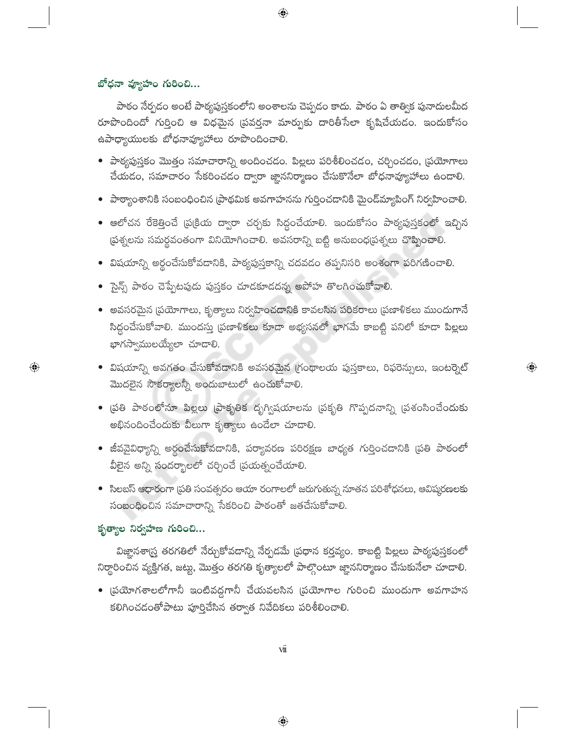## బోధనా వ్యూహం గురించి...

పాఠం నేర్పడం అంటే పాఠ్యపుస్తకంలోని అంశాలను చెప్పడం కాదు. పాఠం ఏ తాత్విక పునాదులమీద రూపొందిందో గుర్తించి ఆ విధమైన ప్రవర్తనా మార్పుకు దారితీసేలా కృషిచేయడం. ఇందుకోసం ఉపాధ్యాయులకు బోధనావ్యూహాలు రూపొందించాలి.

- పాఠ్యపుస్తకం మొత్తం సమాచారాన్ని అందించడం. పిల్లలు పరిశీలించడం, చర్చించడం, ప్రయోగాలు చేయడం, సమాచారం సేకరించడం ద్వారా జ్ఞాననిర్మాణం చేసుకొనేలా బోధనావ్యూహాలు ఉండాలి.
- పాఠ్యాంశానికి సంబంధించిన ప్రాథమిక అవగాహనను గుర్తించడానికి మైండ్‌మ్యాపింగ్ నిర్వహించాలి.
- ఆలోచన రేకెత్తించే ప్రక్రియ ద్వారా చర్చకు సిద్ధంచేయాలి. ఇందుకోసం పాఠ్యపుస్తకంలో ఇచ్చిన ప్రశ్నలను సమర్థవంతంగా వినియోగించాలి. అవసరాన్ని బట్టి అనుబంధప్రశ్నలు చొప్పించాలి.
- విషయాన్ని అర్థంచేసుకోవడానికి, పాఠ్యపుస్తకాన్ని చదవడం తప్పనిసరి అంశంగా పరిగణించాలి.
- సైన్స్ పాఠం చెప్పేటపుడు పుస్తకం చూడకూడదన్న అపోహ తొలగించుకోవాలి.
- అవసరమైన ప్రయోగాలు, కృత్యాలు నిర్వహించడానికి కావలసిన పరికరాలు ప్రణాళికలు ముందుగానే సిద్ధంచేసుకోవాలి. ముందస్తు ప్రణాళికలు కూడా అభ్యసనలో భాగమే కాబట్టి పనిలో కూడా పిల్లలు భాగస్వాములయ్యేలా చూడాలి.
- విషయాన్ని అవగతం చేసుకోవడానికి అవసరమైన గ్రంథాలయ పుస్తకాలు, రిఫరెన్సులు, ఇంటర్నెట్ మొదలైన సౌకర్యాలన్నీ అందుబాటులో ఉంచుకోవాలి.
- ప్రతి పాఠంలోనూ పిల్లలు ప్రాకృతిక దృగ్విషయాలను ప్రకృతి గొప్పదనాన్ని ప్రశంసించేందుకు అభినందించేందుకు వీలుగా కృత్యాలు ఉండేలా చూడాలి.
- జీవవైవిధ్యాన్ని అర్థంచేసుకోవడానికి, పర్యావరణ పరిరక్షణ బాధ్యత గుర్తించడానికి ప్రతి పాఠంలో వీలైన అన్ని సందర్భాలలో చర్చించే ప్రయత్నంచేయాలి.
- సిలబస్ ఆధారంగా ప్రతి సంవత్సరం ఆయా రంగాలలో జరుగుతున్న నూతన పరిశోధనలు, ఆవిష్కరణలకు సంబంధించిన సమాచారాన్ని సేకరించి పాఠంతో జతచేసుకోవాలి.

## కృత్యాల నిర్వహణ గురించి...

విజ్ఞానశాస్త్ర తరగతిలో నేర్చుకోవడాన్ని నేర్పడమే ప్రధాన కర్తవ్యం. కాబట్టి పిల్లలు పాఠ్యపుస్తకంలో నిర్ధారించిన వ్యక్తిగత, జట్టు, మొత్తం తరగతి కృత్యాలలో పాల్గొంటూ జ్ఞాననిర్మాణం చేసుకునేలా చూడాలి.

- ప్రయోగశాలలోగానీ ఇంటివద్దగానీ చేయవలసిన ప్రయోగాల గురించి ముందుగా అవగాహన కలిగించడంతోపాటు పూర్తిచేసిన తర్వాత నివేదికలు పరిశీలించాలి.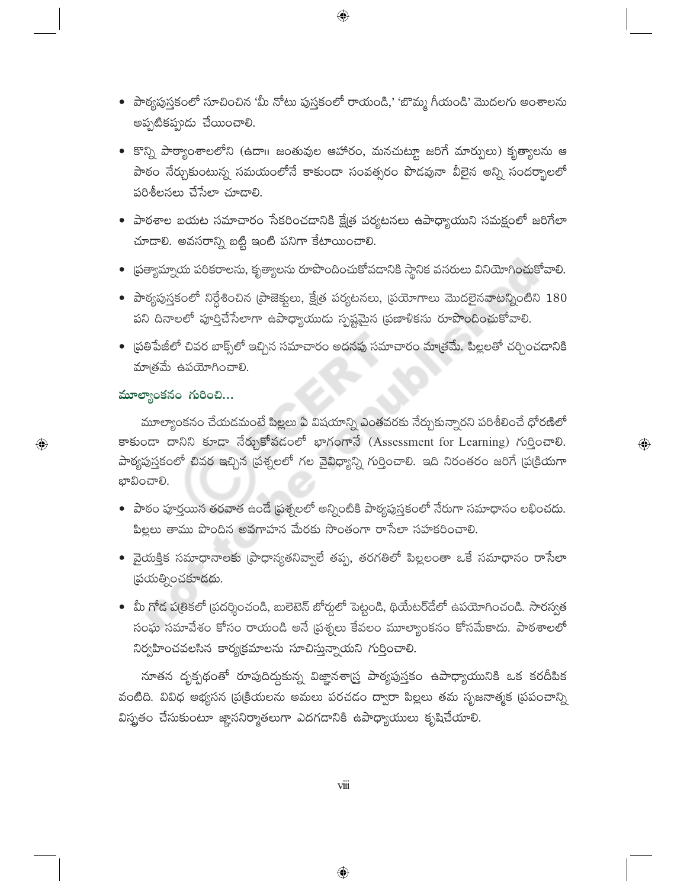- పాఠ్యపుస్తకంలో సూచించిన 'మీ నోటు పుస్తకంలో రాయండి,' 'బొమ్మ గీయండి' మొదలగు అంశాలను అప్పటికప్పుడు చేయించాలి.
- కొన్ని పాఠ్యాంశాలలోని (ఉదా॥ జంతువుల ఆహారం, మనచుట్టూ జరిగే మార్పులు) కృత్యాలను ఆ పాఠం నేర్చుకుంటున్న సమయంలోనే కాకుండా సంవత్సరం పొడవునా వీలైన అన్ని సందర్భాలలో పరిశీలనలు చేసేలా చూడాలి.
- పాఠశాల బయట సమాచారం సేకరించడానికి క్షేత్ర పర్యటనలు ఉపాధ్యాయుని సమక్షంలో జరిగేలా చూడాలి. అవసరాన్ని బట్టి ఇంటి పనిగా కేటాయించాలి.
- ప్రత్యామ్నాయ పరికరాలను, కృత్యాలను రూపొందించుకోవడానికి స్థానిక వనరులు వినియోగించుకోవాలి.
- పాఠ్యపుస్తకంలో నిర్దేశించిన ప్రాజెక్టులు, క్షేత్ర పర్యటనలు, ప్రయోగాలు మొదలైనవాటన్నింటిని 180 పని దినాలలో పూర్తిచేసేలాగా ఉపాధ్యాయుడు స్పష్టమైన ప్రణాళికను రూపొందించుకోవాలి.
- ప్రతిపేజీలో చివర బాక్స్‌లో ఇచ్చిన సమాచారం అదనపు సమాచారం మాత్రమే. పిల్లలతో చర్చించడానికి మాత్రమే ఉపయోగించాలి.

### మూల్యాంకనం గురించి...

మూల్యాంకనం చేయడమంటే పిల్లలు ఏ విషయాన్ని ఎంతవరకు నేర్చుకున్నారని పరిశీలించే ధోరణిలో కాకుండా దానిని కూడా నేర్చుకోవడంలో భాగంగానే (Assessment for Learning) గుర్తించాలి. పాఠ్యపుస్తకంలో చివర ఇచ్చిన ప్రశ్నలలో గల వైవిధ్యాన్ని గుర్తించాలి. ఇది నిరంతరం జరిగే ప్రక్రియగా భావించాలి.

- పాఠం పూర్తయిన తరవాత ఉండే ప్రశ్నలలో అన్నింటికి పాఠ్యపుస్తకంలో నేరుగా సమాధానం లభించదు. పిల్లలు తాము పొందిన అవగాహన మేరకు సొంతంగా రాసేలా సహకరించాలి.
- వైయక్తిక సమాధానాలకు ప్రాధాన్యతనివ్వాలే తప్ప, తరగతిలో పిల్లలంతా ఒకే సమాధానం రాసేలా ప్రయత్నించకూడదు.
- మీ గోడ పత్రికలో ప్రదర్శించండి, బులెటెన్ బోర్డులో పెట్టండి, థియేటర్‌డేలో ఉపయోగించండి. సారస్వత సంఘ సమావేశం కోసం రాయండి అనే ప్రశ్నలు కేవలం మూల్యాంకనం కోసమేకాదు. పాఠశాలలో నిర్వహించవలసిన కార్యక్రమాలను సూచిస్తున్నాయని గుర్తించాలి.

నూతన దృక్పథంతో రూపుదిద్దుకున్న విజ్ఞానశాస్త్ర పాఠ్యపుస్తకం ఉపాధ్యాయునికి ఒక కరదీపిక వంటిది. వివిధ అభ్యసన ప్రక్రియలను అమలు పరచడం ద్వారా పిల్లలు తమ సృజనాత్మక ప్రపంచాన్ని విస్తృతం చేసుకుంటూ జ్ఞాననిర్మాతలుగా ఎదగడానికి ఉపాధ్యాయులు కృషిచేయాలి.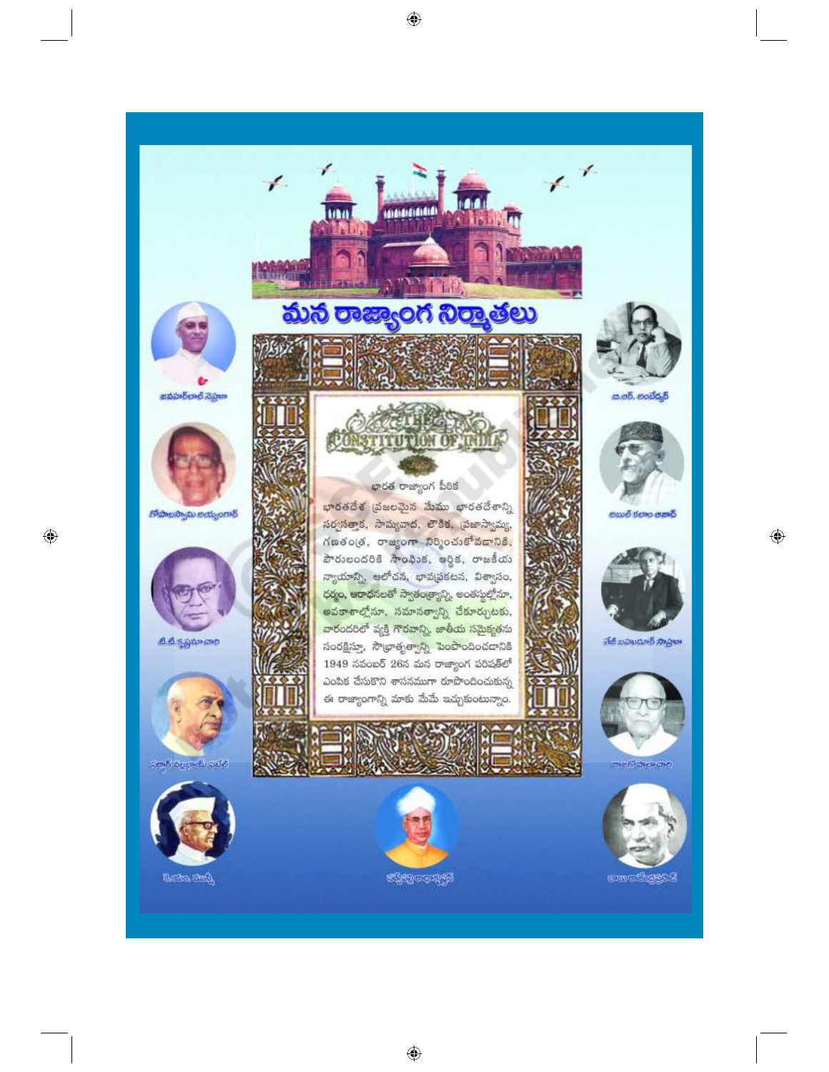# మన రాజ్యాంగ నిర్మాతలు

THE CONSTITUTION OF INDIA

భారత రాజ్యాంగ పీఠిక

భారతదేశ ప్రజలమైన మేము భారతదేశాన్ని సర్వసత్తాక, సామ్యవాద, లౌకిక, ప్రజాస్వామ్య, గణతంత్ర, రాజ్యంగా నిర్మించుకోవడానికి, పౌరులందరికి సాంఘిక, ఆర్థిక, రాజకీయ న్యాయాన్ని, ఆలోచన, భావప్రకటన, విశ్వాసం, ధర్మం, ఆరాధనలతో స్వాతంత్ర్యాన్ని, అంతస్థుల్లోనూ, అవకాశాల్లోనూ, సమానత్వాన్ని చేకూర్చుటకు, వారందరిలో వ్యక్తి గౌరవాన్ని, జాతీయ సమైక్యతను సంరక్షిస్తూ, సౌభ్రాతృత్వాన్ని పెంపొందించడానికి 1949 నవంబర్ 26న మన రాజ్యాంగ పరిషత్‌లో ఎంపిక చేసుకొని శాసనముగా రూపొందించుకున్న ఈ రాజ్యాంగాన్ని మాకు మేమే ఇచ్చుకుంటున్నాం.

జవహర్‌లాల్ నెహ్రూ

గోపాలస్వామి అయ్యంగార్

టి.టి.కృష్ణమాచారి

సర్దార్ వల్లభాయ్ పటేల్

కె.యం. మున్షీ

సర్వేపల్లి రాధాకృష్ణన్

బి.ఆర్. అంబేద్కర్

అబుల్ కలాం ఆజాద్

తేజ్ బహదూర్ సాప్రూ

రాజగోపాలాచారి

బాబు రాజేంద్రప్రసాద్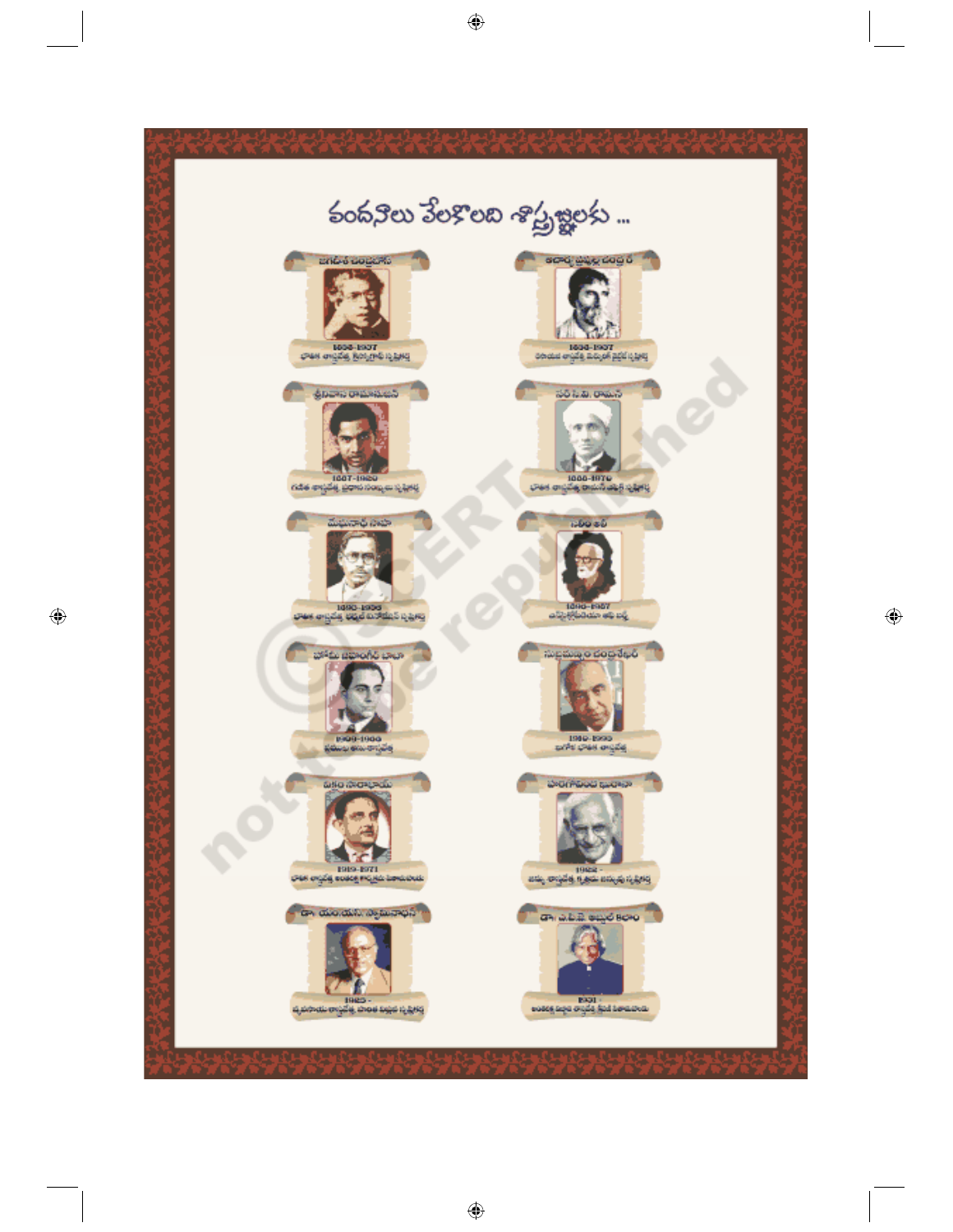# వందనాలు వేలకొలది శాస్త్రజ్ఞులకు ...

- **జగదీశ చంద్రబోస్** — 1858-1937 — భౌతిక శాస్త్రవేత్త, క్రెస్కోగ్రాఫ్ సృష్టికర్త
- **ఆచార్య ప్రఫుల్ల చంద్ర రే** — 1858-1937 — రసాయన శాస్త్రవేత్త, మెర్క్యురస్ నైట్రేట్ సృష్టికర్త
- **శ్రీనివాస రామానుజన్** — 1887-1920 — గణిత శాస్త్రవేత్త, ప్రధాన సంఖ్యల సృష్టికర్త
- **సర్ సి.వి. రామన్** — 1888-1970 — భౌతిక శాస్త్రవేత్త, రామన్ ఎఫెక్ట్ సృష్టికర్త
- **మేఘనాథ్ సాహా** — 1893-1956 — భౌతిక శాస్త్రవేత్త, థర్మల్ ఐనోజేషన్ సృష్టికర్త
- **సలీం అలీ** — 1896-1987 — పక్షి శాస్త్రవేత్త
- **హోమీ జహంగీర్ భాభా** — 1909-1966 — ప్రముఖ అణుశాస్త్రవేత్త
- **సుబ్రహ్మణ్యం చంద్రశేఖర్** — 1910-1995 — ఖగోళ భౌతిక శాస్త్రవేత్త
- **విక్రం సారాభాయ్** — 1919-1971 — భారత అంతరిక్ష కార్యక్రమ పితామహుడు
- **హరగోవింద ఖొరానా** — 1922- — జన్యు శాస్త్రవేత్త, కృత్రిమ జన్యువు సృష్టికర్త
- **డా. ఎం.ఎస్. స్వామినాథన్** — 1925- — వ్యవసాయ శాస్త్రవేత్త, హరిత విప్లవ సృష్టికర్త
- **డా. ఎ.పి.జె. అబ్దుల్ కలాం** — 1931- — అంతరిక్ష క్షిపణి శాస్త్రవేత్త, క్షిపణి పితామహుడు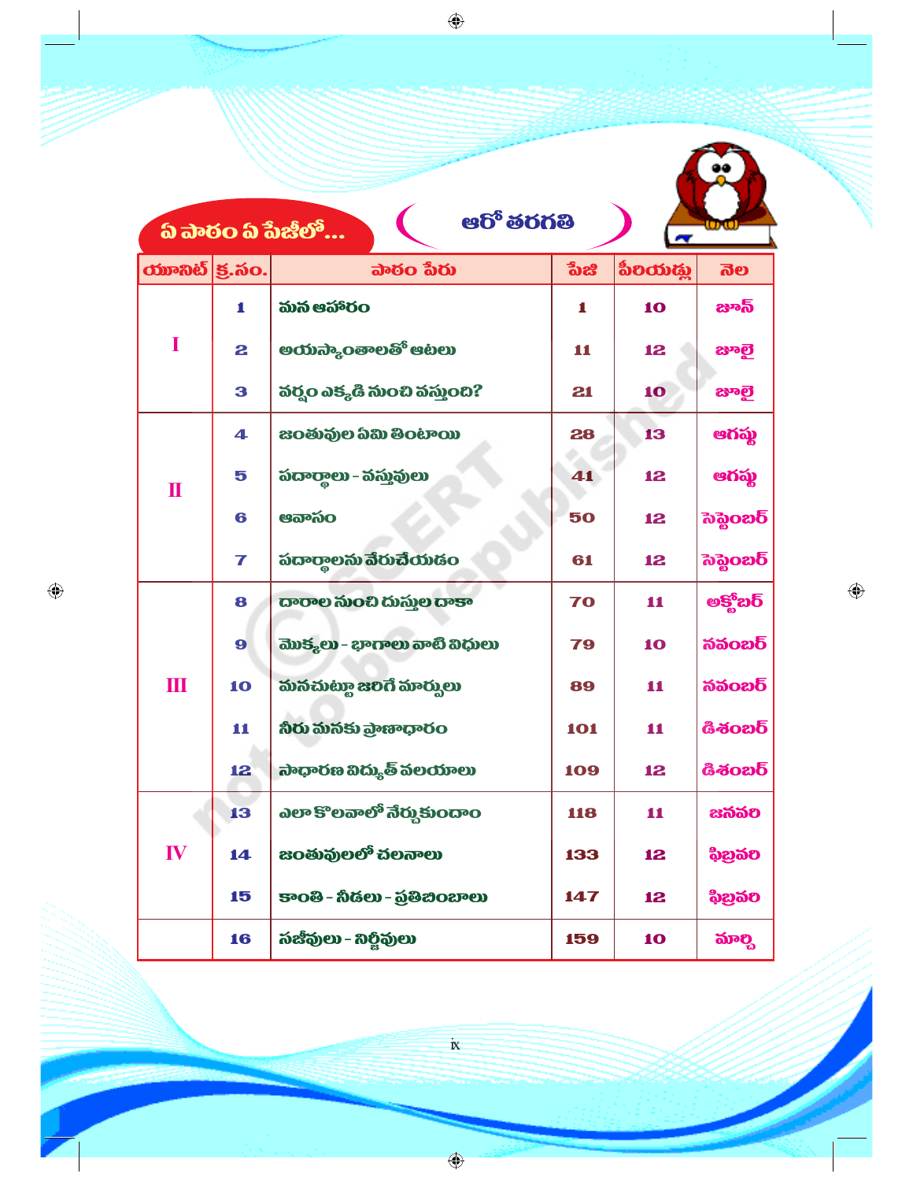## ఏ పాఠం ఏ పేజీలో...

### ఆరో తరగతి

| యూనిట్ | క్ర.సం. | పాఠం పేరు | పేజి | పీరియడ్లు | నెల |
|---|---|---|---|---|---|
| I | 1 | మన ఆహారం | 1 | 10 | జూన్ |
| | 2 | అయస్కాంతాలతో ఆటలు | 11 | 12 | జూలై |
| | 3 | వర్షం ఎక్కడి నుంచి వస్తుంది? | 21 | 10 | జూలై |
| II | 4 | జంతువుల ఏమి తింటాయి | 28 | 13 | ఆగస్టు |
| | 5 | పదార్థాలు - వస్తువులు | 41 | 12 | ఆగస్టు |
| | 6 | ఆవాసం | 50 | 12 | సెప్టెంబర్ |
| | 7 | పదార్థాలను వేరుచేయడం | 61 | 12 | సెప్టెంబర్ |
| III | 8 | దారాల నుంచి దుస్తుల దాకా | 70 | 11 | అక్టోబర్ |
| | 9 | మొక్కలు - భాగాలు వాటి విధులు | 79 | 10 | నవంబర్ |
| | 10 | మనచుట్టూ జరిగే మార్పులు | 89 | 11 | నవంబర్ |
| | 11 | నీరు మనకు ప్రాణాధారం | 101 | 11 | డిశంబర్ |
| | 12 | సాధారణ విద్యుత్ వలయాలు | 109 | 12 | డిశంబర్ |
| IV | 13 | ఎలా కొలవాలో నేర్చుకుందాం | 118 | 11 | జనవరి |
| | 14 | జంతువులలో చలనాలు | 133 | 12 | ఫిబ్రవరి |
| | 15 | కాంతి - నీడలు - ప్రతిబింబాలు | 147 | 12 | ఫిబ్రవరి |
| | 16 | సజీవులు - నిర్జీవులు | 159 | 10 | మార్చి |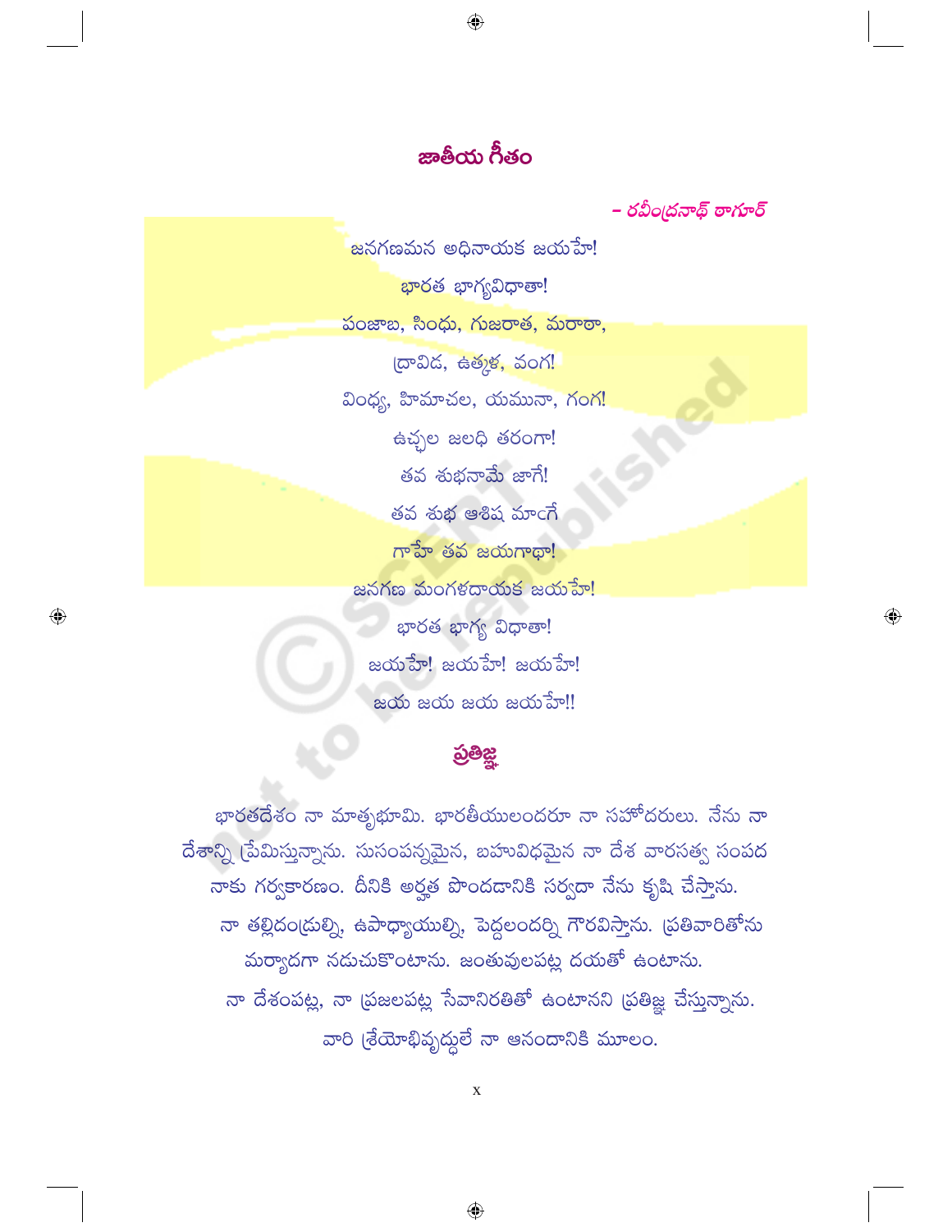# జాతీయ గీతం

*– రవీంద్రనాథ్ ఠాగూర్*

జనగణమన అధినాయక జయహే!
భారత భాగ్యవిధాతా!
పంజాబ, సింధు, గుజరాత, మరాఠా,
ద్రావిడ, ఉత్కళ, వంగ!
వింధ్య, హిమాచల, యమునా, గంగ!
ఉచ్ఛల జలధి తరంగా!
తవ శుభనామే జాగే!
తవ శుభ ఆశిష మాఁగే
గాహే తవ జయగాథా!
జనగణ మంగళదాయక జయహే!
భారత భాగ్య విధాతా!
జయహే! జయహే! జయహే!
జయ జయ జయ జయహే!!

## ప్రతిజ్ఞ

భారతదేశం నా మాతృభూమి. భారతీయులందరూ నా సహోదరులు. నేను నా దేశాన్ని ప్రేమిస్తున్నాను. సుసంపన్నమైన, బహువిధమైన నా దేశ వారసత్వ సంపద నాకు గర్వకారణం. దీనికి అర్హత పొందడానికి సర్వదా నేను కృషి చేస్తాను.

నా తల్లిదండ్రుల్ని, ఉపాధ్యాయుల్ని, పెద్దలందర్ని గౌరవిస్తాను. ప్రతివారితోను మర్యాదగా నడుచుకొంటాను. జంతువులపట్ల దయతో ఉంటాను.

నా దేశంపట్ల, నా ప్రజలపట్ల సేవానిరతితో ఉంటానని ప్రతిజ్ఞ చేస్తున్నాను. వారి శ్రేయోభివృద్ధులే నా ఆనందానికి మూలం.